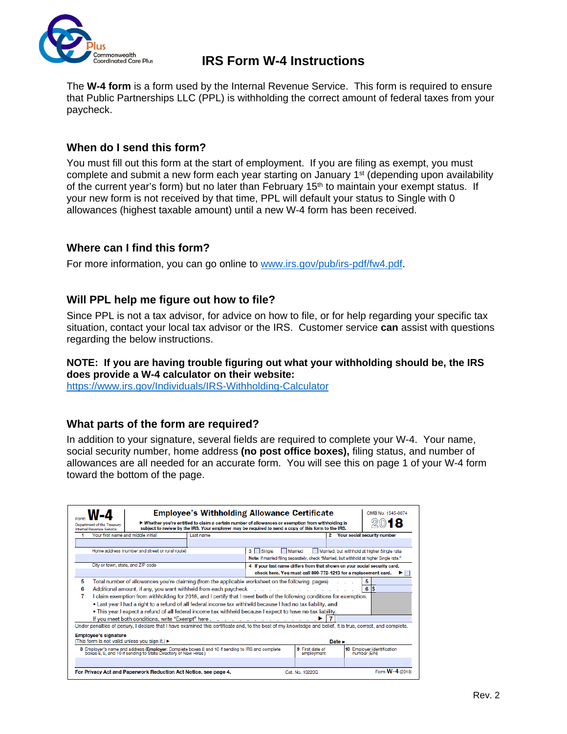# IRS Form W-4 Instructions

The **W-4 form** is a form used by the Internal Revenue Service. This form is required to ensure that Public Partnerships LLC (PPL) is withholding the correct amount of federal taxes from your paycheck.

## When do I send this form?

You must fill out this form at the start of employment. If you are filing as exempt, you must complete and submit a new form each year starting on January 1st (depending upon availability of the current year's form) but no later than February 15th to maintain your exempt status. If your new form is not received by that time, PPL will default your status to Single with 0 allowances (highest taxable amount) until a new W-4 form has been received.

## Where can I find this form?

For more information, you can go online to www.irs.gov/pub/irs-pdf/fw4.pdf.

## Will PPL help me figure out how to file?

Since PPL is not a tax advisor, for advice on how to file, or for help regarding your specific tax situation, contact your local tax advisor or the IRS. Customer service **can** assist with questions regarding the below instructions.

**NOTE: If you are having trouble figuring out what your withholding should be, the IRS does provide a W-4 calculator on their website:**
https://www.irs.gov/Individuals/IRS-Withholding-Calculator

## What parts of the form are required?

In addition to your signature, several fields are required to complete your W-4. Your name, social security number, home address **(no post office boxes),** filing status, and number of allowances are all needed for an accurate form. You will see this on page 1 of your W-4 form toward the bottom of the page.

Form **W-4** — Department of the Treasury, Internal Revenue Service

**Employee's Withholding Allowance Certificate**

▶ Whether you're entitled to claim a certain number of allowances or exemption from withholding is subject to review by the IRS. Your employer may be required to send a copy of this form to the IRS.

OMB No. 1545-0074 — **2018**

1 Your first name and middle initial | Last name | 2 Your social security number

Home address (number and street or rural route) | 3 ☐ Single ☐ Married ☐ Married, but withhold at higher Single rate.
Note: If married filing separately, check "Married, but withhold at higher Single rate."

City or town, state, and ZIP code | 4 If your last name differs from that shown on your social security card, check here. You must call 800-772-1213 for a replacement card. ▶ ☐

5 Total number of allowances you're claiming (from the applicable worksheet on the following pages) . . . 5

6 Additional amount, if any, you want withheld from each paycheck . . . 6 $

7 I claim exemption from withholding for 2018, and I certify that I meet **both** of the following conditions for exemption.
- Last year I had a right to a refund of **all** federal income tax withheld because I had **no** tax liability, **and**
- This year I expect a refund of **all** federal income tax withheld because I expect to have **no** tax liability.

If you meet both conditions, write "Exempt" here . . . ▶ 7

Under penalties of perjury, I declare that I have examined this certificate and, to the best of my knowledge and belief, it is true, correct, and complete.

**Employee's signature**
(This form is not valid unless you sign it.) ▶ **Date ▶**

8 Employer's name and address (**Employer:** Complete boxes 8 and 10 if sending to IRS and complete boxes 8, 9, and 10 if sending to State Directory of New Hires.) | 9 First date of employment | 10 Employer identification number (EIN)

**For Privacy Act and Paperwork Reduction Act Notice, see page 4.** Cat. No. 10220Q Form **W-4** (2018)

Rev. 2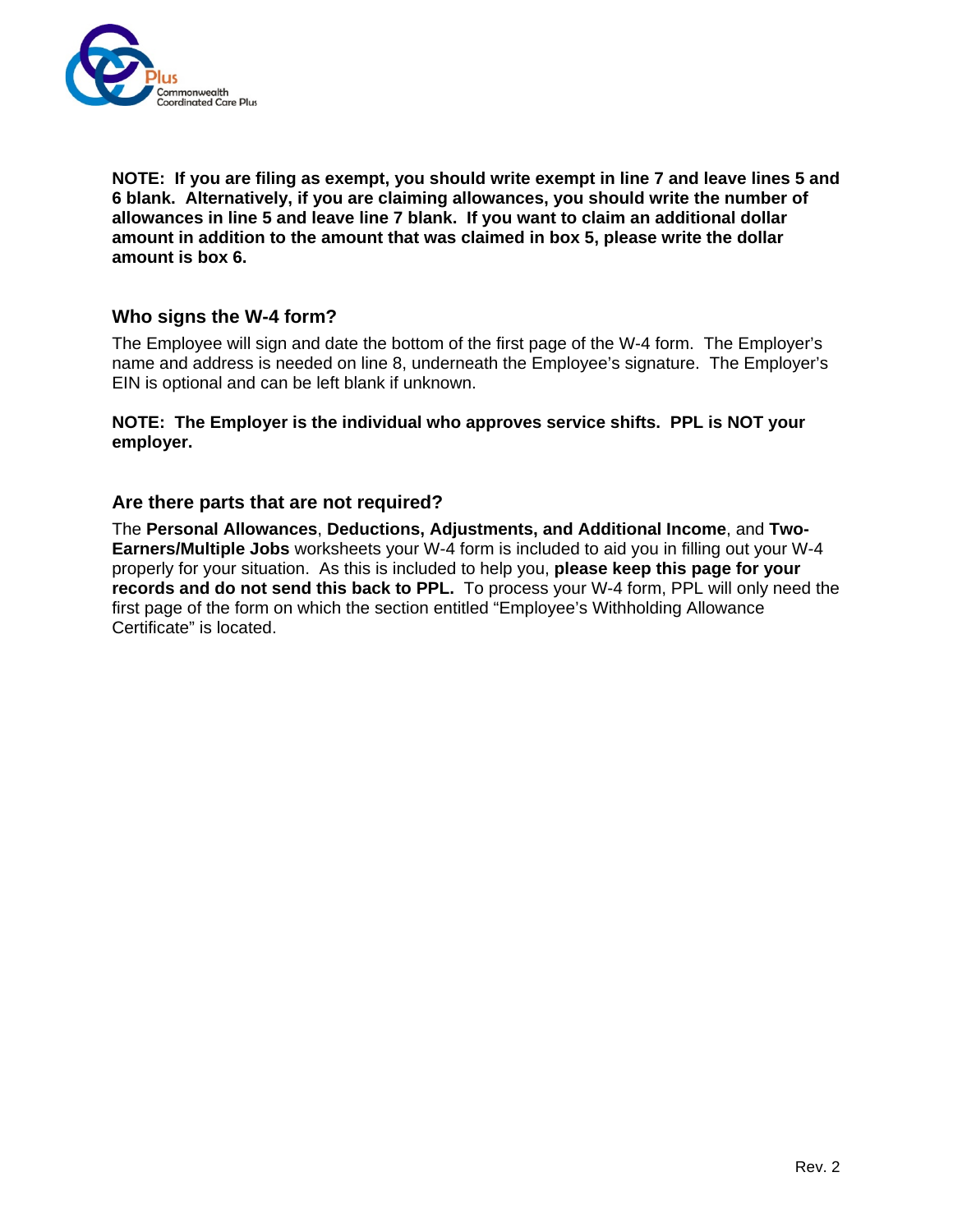**NOTE: If you are filing as exempt, you should write exempt in line 7 and leave lines 5 and 6 blank. Alternatively, if you are claiming allowances, you should write the number of allowances in line 5 and leave line 7 blank. If you want to claim an additional dollar amount in addition to the amount that was claimed in box 5, please write the dollar amount is box 6.**

## Who signs the W-4 form?

The Employee will sign and date the bottom of the first page of the W-4 form. The Employer's name and address is needed on line 8, underneath the Employee's signature. The Employer's EIN is optional and can be left blank if unknown.

**NOTE: The Employer is the individual who approves service shifts. PPL is NOT your employer.**

## Are there parts that are not required?

The **Personal Allowances**, **Deductions, Adjustments, and Additional Income**, and **Two-Earners/Multiple Jobs** worksheets your W-4 form is included to aid you in filling out your W-4 properly for your situation. As this is included to help you, **please keep this page for your records and do not send this back to PPL.** To process your W-4 form, PPL will only need the first page of the form on which the section entitled "Employee's Withholding Allowance Certificate" is located.

Rev. 2